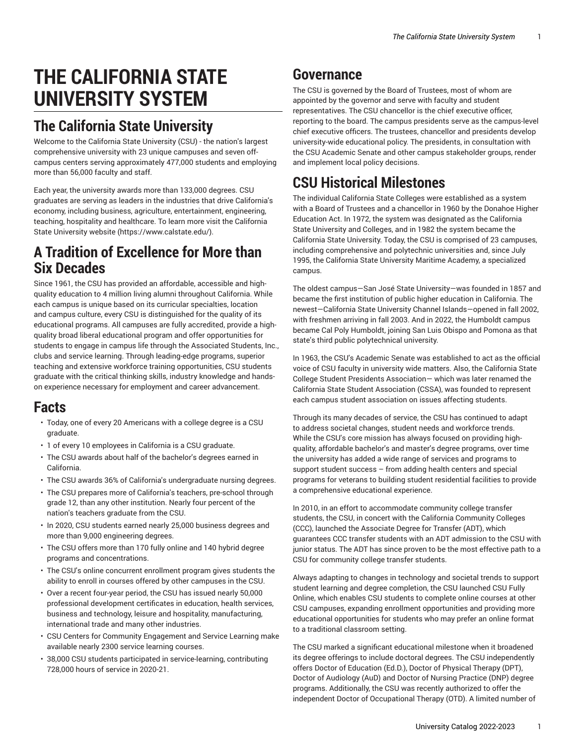# THE CALIFORNIA STATE UNIVERSITY SYSTEM

## The California State University

Welcome to the California State University (CSU) - the nation's largest comprehensive university with 23 unique campuses and seven off-campus centers serving approximately 477,000 students and employing more than 56,000 faculty and staff.

Each year, the university awards more than 133,000 degrees. CSU graduates are serving as leaders in the industries that drive California's economy, including business, agriculture, entertainment, engineering, teaching, hospitality and healthcare. To learn more visit the California State University website (https://www.calstate.edu/).

## A Tradition of Excellence for More than Six Decades

Since 1961, the CSU has provided an affordable, accessible and high-quality education to 4 million living alumni throughout California. While each campus is unique based on its curricular specialties, location and campus culture, every CSU is distinguished for the quality of its educational programs. All campuses are fully accredited, provide a high-quality broad liberal educational program and offer opportunities for students to engage in campus life through the Associated Students, Inc., clubs and service learning. Through leading-edge programs, superior teaching and extensive workforce training opportunities, CSU students graduate with the critical thinking skills, industry knowledge and hands-on experience necessary for employment and career advancement.

## Facts

- Today, one of every 20 Americans with a college degree is a CSU graduate.
- 1 of every 10 employees in California is a CSU graduate.
- The CSU awards about half of the bachelor's degrees earned in California.
- The CSU awards 36% of California's undergraduate nursing degrees.
- The CSU prepares more of California's teachers, pre-school through grade 12, than any other institution. Nearly four percent of the nation's teachers graduate from the CSU.
- In 2020, CSU students earned nearly 25,000 business degrees and more than 9,000 engineering degrees.
- The CSU offers more than 170 fully online and 140 hybrid degree programs and concentrations.
- The CSU's online concurrent enrollment program gives students the ability to enroll in courses offered by other campuses in the CSU.
- Over a recent four-year period, the CSU has issued nearly 50,000 professional development certificates in education, health services, business and technology, leisure and hospitality, manufacturing, international trade and many other industries.
- CSU Centers for Community Engagement and Service Learning make available nearly 2300 service learning courses.
- 38,000 CSU students participated in service-learning, contributing 728,000 hours of service in 2020-21.

## Governance

The CSU is governed by the Board of Trustees, most of whom are appointed by the governor and serve with faculty and student representatives. The CSU chancellor is the chief executive officer, reporting to the board. The campus presidents serve as the campus-level chief executive officers. The trustees, chancellor and presidents develop university-wide educational policy. The presidents, in consultation with the CSU Academic Senate and other campus stakeholder groups, render and implement local policy decisions.

## CSU Historical Milestones

The individual California State Colleges were established as a system with a Board of Trustees and a chancellor in 1960 by the Donahoe Higher Education Act. In 1972, the system was designated as the California State University and Colleges, and in 1982 the system became the California State University. Today, the CSU is comprised of 23 campuses, including comprehensive and polytechnic universities and, since July 1995, the California State University Maritime Academy, a specialized campus.

The oldest campus—San José State University—was founded in 1857 and became the first institution of public higher education in California. The newest—California State University Channel Islands—opened in fall 2002, with freshmen arriving in fall 2003. And in 2022, the Humboldt campus became Cal Poly Humboldt, joining San Luis Obispo and Pomona as that state's third public polytechnical university.

In 1963, the CSU's Academic Senate was established to act as the official voice of CSU faculty in university wide matters. Also, the California State College Student Presidents Association— which was later renamed the California State Student Association (CSSA), was founded to represent each campus student association on issues affecting students.

Through its many decades of service, the CSU has continued to adapt to address societal changes, student needs and workforce trends. While the CSU's core mission has always focused on providing high-quality, affordable bachelor's and master's degree programs, over time the university has added a wide range of services and programs to support student success – from adding health centers and special programs for veterans to building student residential facilities to provide a comprehensive educational experience.

In 2010, in an effort to accommodate community college transfer students, the CSU, in concert with the California Community Colleges (CCC), launched the Associate Degree for Transfer (ADT), which guarantees CCC transfer students with an ADT admission to the CSU with junior status. The ADT has since proven to be the most effective path to a CSU for community college transfer students.

Always adapting to changes in technology and societal trends to support student learning and degree completion, the CSU launched CSU Fully Online, which enables CSU students to complete online courses at other CSU campuses, expanding enrollment opportunities and providing more educational opportunities for students who may prefer an online format to a traditional classroom setting.

The CSU marked a significant educational milestone when it broadened its degree offerings to include doctoral degrees. The CSU independently offers Doctor of Education (Ed.D.), Doctor of Physical Therapy (DPT), Doctor of Audiology (AuD) and Doctor of Nursing Practice (DNP) degree programs. Additionally, the CSU was recently authorized to offer the independent Doctor of Occupational Therapy (OTD). A limited number of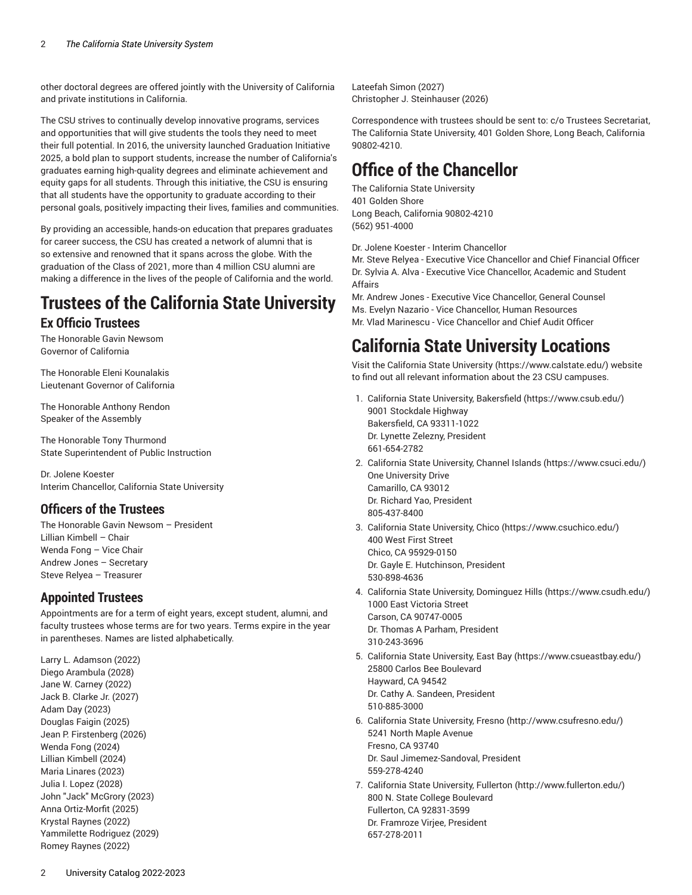other doctoral degrees are offered jointly with the University of California and private institutions in California.

The CSU strives to continually develop innovative programs, services and opportunities that will give students the tools they need to meet their full potential. In 2016, the university launched Graduation Initiative 2025, a bold plan to support students, increase the number of California's graduates earning high-quality degrees and eliminate achievement and equity gaps for all students. Through this initiative, the CSU is ensuring that all students have the opportunity to graduate according to their personal goals, positively impacting their lives, families and communities.

By providing an accessible, hands-on education that prepares graduates for career success, the CSU has created a network of alumni that is so extensive and renowned that it spans across the globe. With the graduation of the Class of 2021, more than 4 million CSU alumni are making a difference in the lives of the people of California and the world.

# Trustees of the California State University

## Ex Officio Trustees

The Honorable Gavin Newsom
Governor of California

The Honorable Eleni Kounalakis
Lieutenant Governor of California

The Honorable Anthony Rendon
Speaker of the Assembly

The Honorable Tony Thurmond
State Superintendent of Public Instruction

Dr. Jolene Koester
Interim Chancellor, California State University

## Officers of the Trustees

The Honorable Gavin Newsom – President
Lillian Kimbell – Chair
Wenda Fong – Vice Chair
Andrew Jones – Secretary
Steve Relyea – Treasurer

## Appointed Trustees

Appointments are for a term of eight years, except student, alumni, and faculty trustees whose terms are for two years. Terms expire in the year in parentheses. Names are listed alphabetically.

Larry L. Adamson (2022)
Diego Arambula (2028)
Jane W. Carney (2022)
Jack B. Clarke Jr. (2027)
Adam Day (2023)
Douglas Faigin (2025)
Jean P. Firstenberg (2026)
Wenda Fong (2024)
Lillian Kimbell (2024)
Maria Linares (2023)
Julia I. Lopez (2028)
John "Jack" McGrory (2023)
Anna Ortiz-Morfit (2025)
Krystal Raynes (2022)
Yammilette Rodriguez (2029)
Romey Raynes (2022)
Lateefah Simon (2027)
Christopher J. Steinhauser (2026)

Correspondence with trustees should be sent to: c/o Trustees Secretariat, The California State University, 401 Golden Shore, Long Beach, California 90802-4210.

# Office of the Chancellor

The California State University
401 Golden Shore
Long Beach, California 90802-4210
(562) 951-4000

Dr. Jolene Koester - Interim Chancellor
Mr. Steve Relyea - Executive Vice Chancellor and Chief Financial Officer
Dr. Sylvia A. Alva - Executive Vice Chancellor, Academic and Student Affairs
Mr. Andrew Jones - Executive Vice Chancellor, General Counsel
Ms. Evelyn Nazario - Vice Chancellor, Human Resources
Mr. Vlad Marinescu - Vice Chancellor and Chief Audit Officer

# California State University Locations

Visit the California State University (https://www.calstate.edu/) website to find out all relevant information about the 23 CSU campuses.

1. California State University, Bakersfield (https://www.csub.edu/)
   9001 Stockdale Highway
   Bakersfield, CA 93311-1022
   Dr. Lynette Zelezny, President
   661-654-2782
2. California State University, Channel Islands (https://www.csuci.edu/)
   One University Drive
   Camarillo, CA 93012
   Dr. Richard Yao, President
   805-437-8400
3. California State University, Chico (https://www.csuchico.edu/)
   400 West First Street
   Chico, CA 95929-0150
   Dr. Gayle E. Hutchinson, President
   530-898-4636
4. California State University, Dominguez Hills (https://www.csudh.edu/)
   1000 East Victoria Street
   Carson, CA 90747-0005
   Dr. Thomas A Parham, President
   310-243-3696
5. California State University, East Bay (https://www.csueastbay.edu/)
   25800 Carlos Bee Boulevard
   Hayward, CA 94542
   Dr. Cathy A. Sandeen, President
   510-885-3000
6. California State University, Fresno (http://www.csufresno.edu/)
   5241 North Maple Avenue
   Fresno, CA 93740
   Dr. Saul Jimemez-Sandoval, President
   559-278-4240
7. California State University, Fullerton (http://www.fullerton.edu/)
   800 N. State College Boulevard
   Fullerton, CA 92831-3599
   Dr. Framroze Virjee, President
   657-278-2011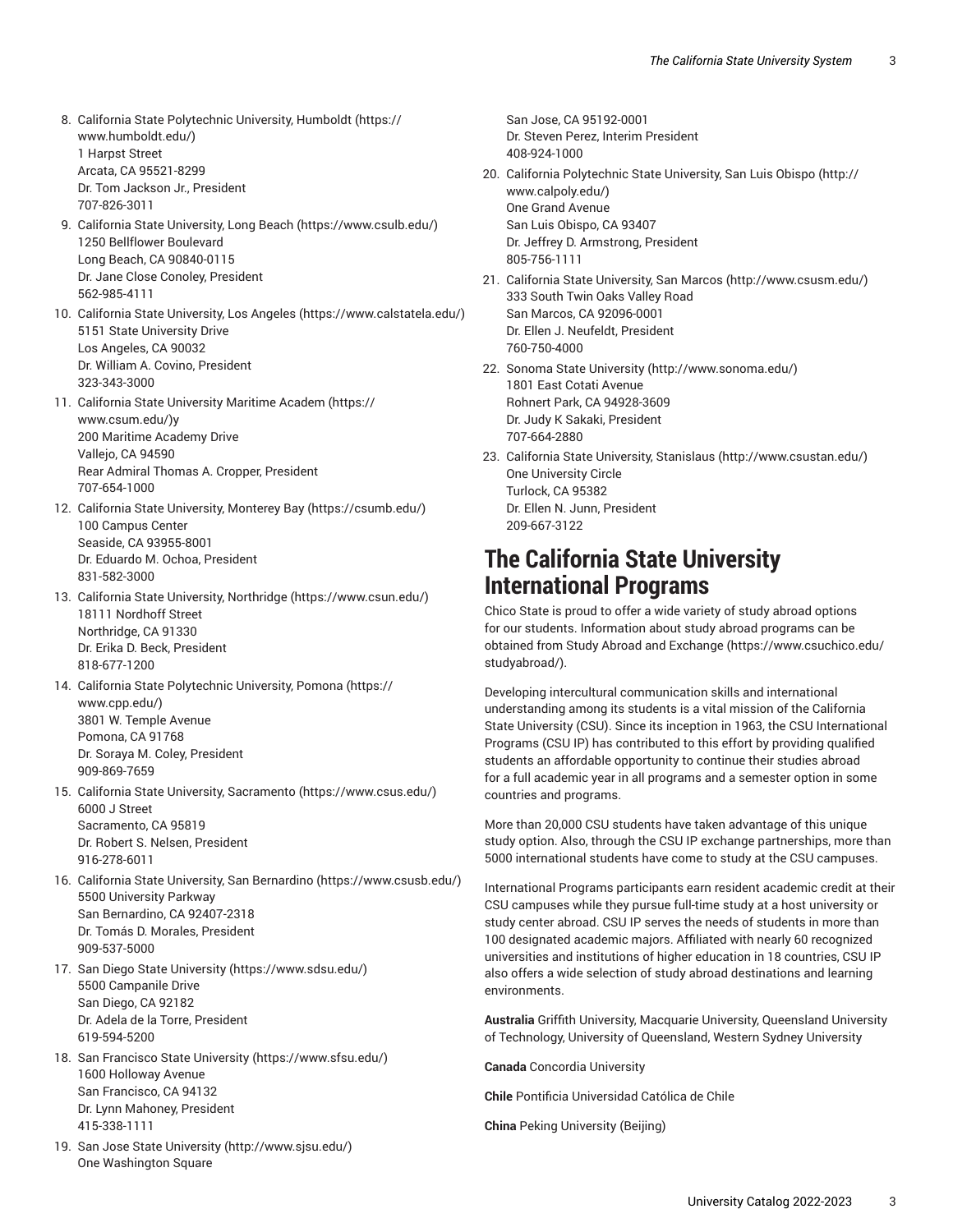8. California State Polytechnic University, Humboldt (https://www.humboldt.edu/)
   1 Harpst Street
   Arcata, CA 95521-8299
   Dr. Tom Jackson Jr., President
   707-826-3011
9. California State University, Long Beach (https://www.csulb.edu/)
   1250 Bellflower Boulevard
   Long Beach, CA 90840-0115
   Dr. Jane Close Conoley, President
   562-985-4111
10. California State University, Los Angeles (https://www.calstatela.edu/)
    5151 State University Drive
    Los Angeles, CA 90032
    Dr. William A. Covino, President
    323-343-3000
11. California State University Maritime Academ (https://www.csum.edu/)y
    200 Maritime Academy Drive
    Vallejo, CA 94590
    Rear Admiral Thomas A. Cropper, President
    707-654-1000
12. California State University, Monterey Bay (https://csumb.edu/)
    100 Campus Center
    Seaside, CA 93955-8001
    Dr. Eduardo M. Ochoa, President
    831-582-3000
13. California State University, Northridge (https://www.csun.edu/)
    18111 Nordhoff Street
    Northridge, CA 91330
    Dr. Erika D. Beck, President
    818-677-1200
14. California State Polytechnic University, Pomona (https://www.cpp.edu/)
    3801 W. Temple Avenue
    Pomona, CA 91768
    Dr. Soraya M. Coley, President
    909-869-7659
15. California State University, Sacramento (https://www.csus.edu/)
    6000 J Street
    Sacramento, CA 95819
    Dr. Robert S. Nelsen, President
    916-278-6011
16. California State University, San Bernardino (https://www.csusb.edu/)
    5500 University Parkway
    San Bernardino, CA 92407-2318
    Dr. Tomás D. Morales, President
    909-537-5000
17. San Diego State University (https://www.sdsu.edu/)
    5500 Campanile Drive
    San Diego, CA 92182
    Dr. Adela de la Torre, President
    619-594-5200
18. San Francisco State University (https://www.sfsu.edu/)
    1600 Holloway Avenue
    San Francisco, CA 94132
    Dr. Lynn Mahoney, President
    415-338-1111
19. San Jose State University (http://www.sjsu.edu/)
    One Washington Square
    San Jose, CA 95192-0001
    Dr. Steven Perez, Interim President
    408-924-1000
20. California Polytechnic State University, San Luis Obispo (http://www.calpoly.edu/)
    One Grand Avenue
    San Luis Obispo, CA 93407
    Dr. Jeffrey D. Armstrong, President
    805-756-1111
21. California State University, San Marcos (http://www.csusm.edu/)
    333 South Twin Oaks Valley Road
    San Marcos, CA 92096-0001
    Dr. Ellen J. Neufeldt, President
    760-750-4000
22. Sonoma State University (http://www.sonoma.edu/)
    1801 East Cotati Avenue
    Rohnert Park, CA 94928-3609
    Dr. Judy K Sakaki, President
    707-664-2880
23. California State University, Stanislaus (http://www.csustan.edu/)
    One University Circle
    Turlock, CA 95382
    Dr. Ellen N. Junn, President
    209-667-3122

## The California State University International Programs

Chico State is proud to offer a wide variety of study abroad options for our students. Information about study abroad programs can be obtained from Study Abroad and Exchange (https://www.csuchico.edu/studyabroad/).

Developing intercultural communication skills and international understanding among its students is a vital mission of the California State University (CSU). Since its inception in 1963, the CSU International Programs (CSU IP) has contributed to this effort by providing qualified students an affordable opportunity to continue their studies abroad for a full academic year in all programs and a semester option in some countries and programs.

More than 20,000 CSU students have taken advantage of this unique study option. Also, through the CSU IP exchange partnerships, more than 5000 international students have come to study at the CSU campuses.

International Programs participants earn resident academic credit at their CSU campuses while they pursue full-time study at a host university or study center abroad. CSU IP serves the needs of students in more than 100 designated academic majors. Affiliated with nearly 60 recognized universities and institutions of higher education in 18 countries, CSU IP also offers a wide selection of study abroad destinations and learning environments.

**Australia** Griffith University, Macquarie University, Queensland University of Technology, University of Queensland, Western Sydney University

**Canada** Concordia University

**Chile** Pontificia Universidad Católica de Chile

**China** Peking University (Beijing)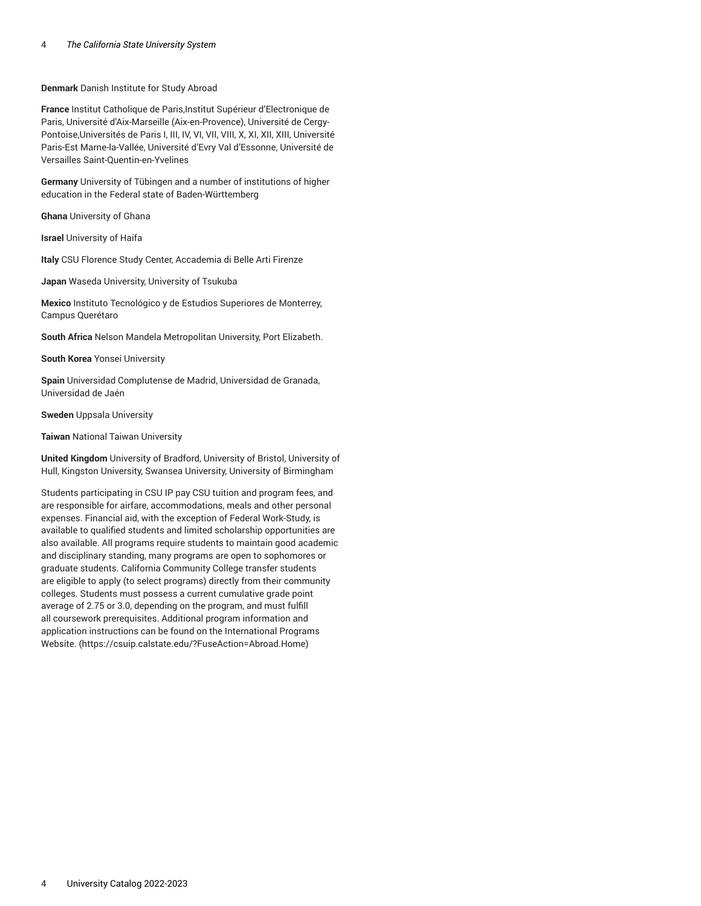**Denmark** Danish Institute for Study Abroad

**France** Institut Catholique de Paris,Institut Supérieur d'Electronique de Paris, Université d'Aix-Marseille (Aix-en-Provence), Université de Cergy-Pontoise,Universités de Paris I, III, IV, VI, VII, VIII, X, XI, XII, XIII, Université Paris-Est Marne-la-Vallée, Université d'Evry Val d'Essonne, Université de Versailles Saint-Quentin-en-Yvelines

**Germany** University of Tübingen and a number of institutions of higher education in the Federal state of Baden-Württemberg

**Ghana** University of Ghana

**Israel** University of Haifa

**Italy** CSU Florence Study Center, Accademia di Belle Arti Firenze

**Japan** Waseda University, University of Tsukuba

**Mexico** Instituto Tecnológico y de Estudios Superiores de Monterrey, Campus Querétaro

**South Africa** Nelson Mandela Metropolitan University, Port Elizabeth.

**South Korea** Yonsei University

**Spain** Universidad Complutense de Madrid, Universidad de Granada, Universidad de Jaén

**Sweden** Uppsala University

**Taiwan** National Taiwan University

**United Kingdom** University of Bradford, University of Bristol, University of Hull, Kingston University, Swansea University, University of Birmingham

Students participating in CSU IP pay CSU tuition and program fees, and are responsible for airfare, accommodations, meals and other personal expenses. Financial aid, with the exception of Federal Work-Study, is available to qualified students and limited scholarship opportunities are also available. All programs require students to maintain good academic and disciplinary standing, many programs are open to sophomores or graduate students. California Community College transfer students are eligible to apply (to select programs) directly from their community colleges. Students must possess a current cumulative grade point average of 2.75 or 3.0, depending on the program, and must fulfill all coursework prerequisites. Additional program information and application instructions can be found on the International Programs Website. (https://csuip.calstate.edu/?FuseAction=Abroad.Home)